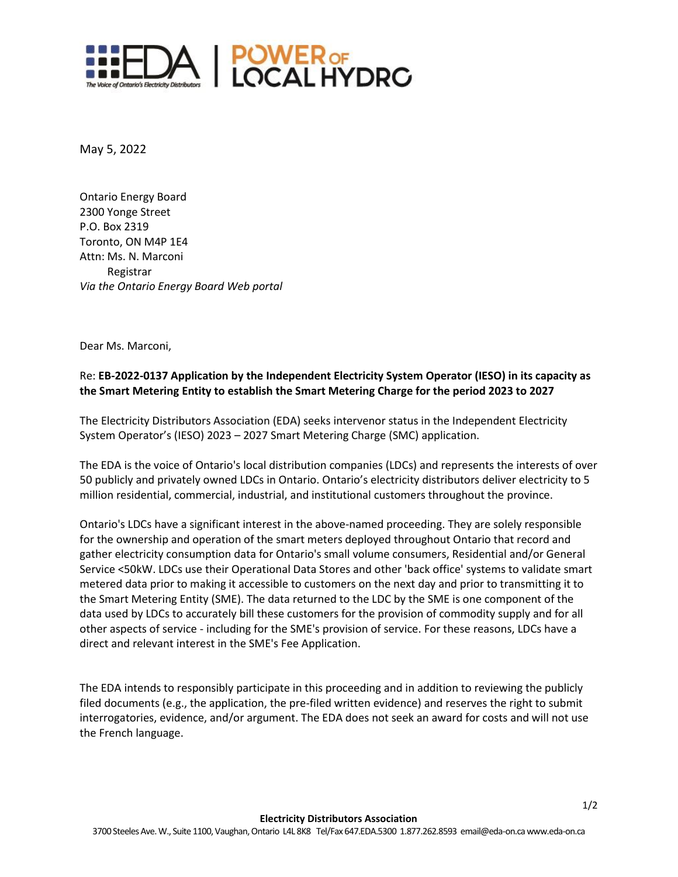May 5, 2022

Ontario Energy Board
2300 Yonge Street
P.O. Box 2319
Toronto, ON M4P 1E4
Attn: Ms. N. Marconi
Registrar
*Via the Ontario Energy Board Web portal*

Dear Ms. Marconi,

Re: **EB-2022-0137 Application by the Independent Electricity System Operator (IESO) in its capacity as the Smart Metering Entity to establish the Smart Metering Charge for the period 2023 to 2027**

The Electricity Distributors Association (EDA) seeks intervenor status in the Independent Electricity System Operator's (IESO) 2023 – 2027 Smart Metering Charge (SMC) application.

The EDA is the voice of Ontario's local distribution companies (LDCs) and represents the interests of over 50 publicly and privately owned LDCs in Ontario. Ontario's electricity distributors deliver electricity to 5 million residential, commercial, industrial, and institutional customers throughout the province.

Ontario's LDCs have a significant interest in the above-named proceeding. They are solely responsible for the ownership and operation of the smart meters deployed throughout Ontario that record and gather electricity consumption data for Ontario's small volume consumers, Residential and/or General Service <50kW. LDCs use their Operational Data Stores and other 'back office' systems to validate smart metered data prior to making it accessible to customers on the next day and prior to transmitting it to the Smart Metering Entity (SME). The data returned to the LDC by the SME is one component of the data used by LDCs to accurately bill these customers for the provision of commodity supply and for all other aspects of service - including for the SME's provision of service. For these reasons, LDCs have a direct and relevant interest in the SME's Fee Application.

The EDA intends to responsibly participate in this proceeding and in addition to reviewing the publicly filed documents (e.g., the application, the pre-filed written evidence) and reserves the right to submit interrogatories, evidence, and/or argument. The EDA does not seek an award for costs and will not use the French language.

**Electricity Distributors Association**
3700 Steeles Ave. W., Suite 1100, Vaughan, Ontario L4L 8K8 Tel/Fax 647.EDA.5300 1.877.262.8593 email@eda-on.ca www.eda-on.ca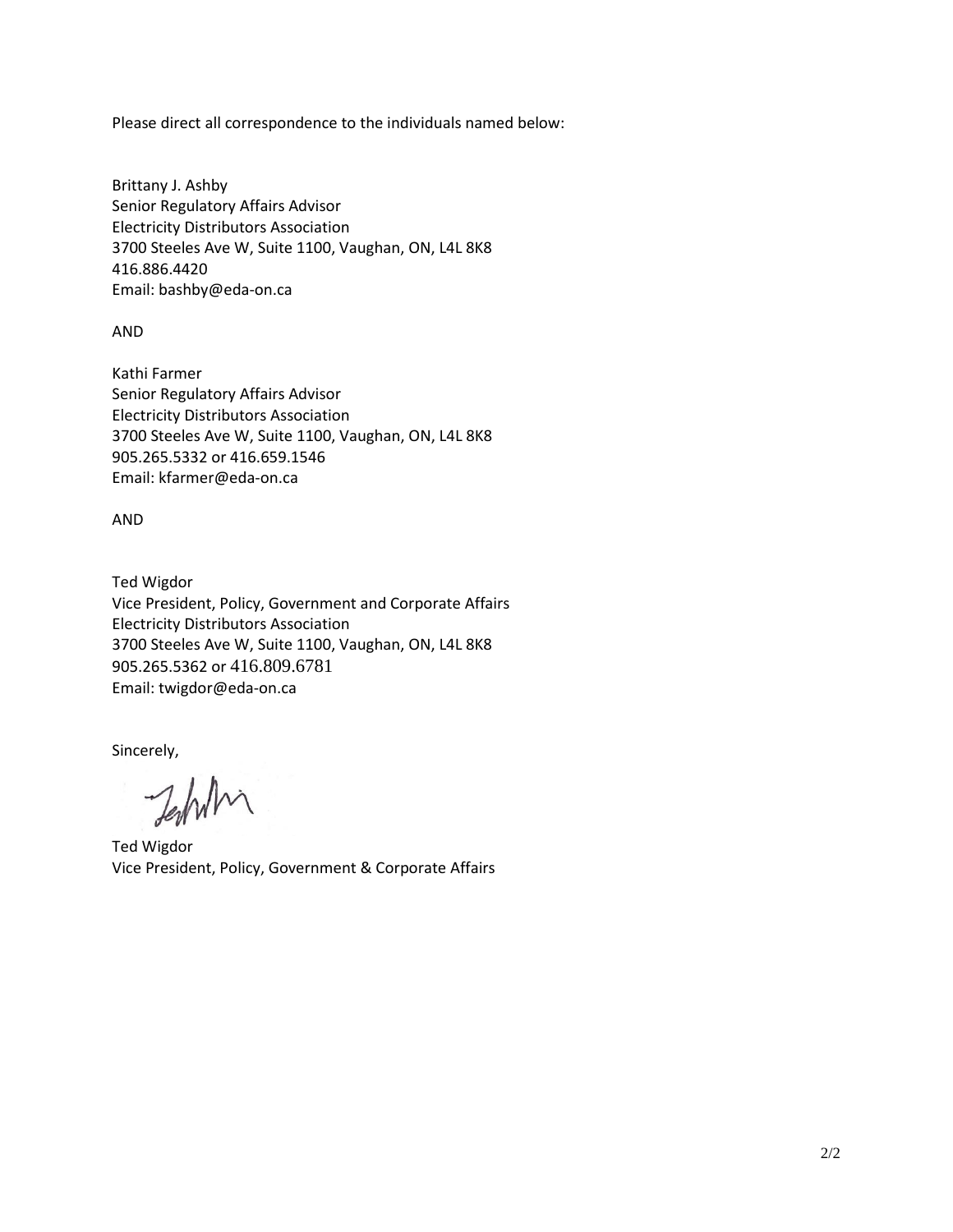Please direct all correspondence to the individuals named below:

Brittany J. Ashby
Senior Regulatory Affairs Advisor
Electricity Distributors Association
3700 Steeles Ave W, Suite 1100, Vaughan, ON, L4L 8K8
416.886.4420
Email: bashby@eda-on.ca

AND

Kathi Farmer
Senior Regulatory Affairs Advisor
Electricity Distributors Association
3700 Steeles Ave W, Suite 1100, Vaughan, ON, L4L 8K8
905.265.5332 or 416.659.1546
Email: kfarmer@eda-on.ca

AND

Ted Wigdor
Vice President, Policy, Government and Corporate Affairs
Electricity Distributors Association
3700 Steeles Ave W, Suite 1100, Vaughan, ON, L4L 8K8
905.265.5362 or 416.809.6781
Email: twigdor@eda-on.ca

Sincerely,

Ted Wigdor
Vice President, Policy, Government & Corporate Affairs